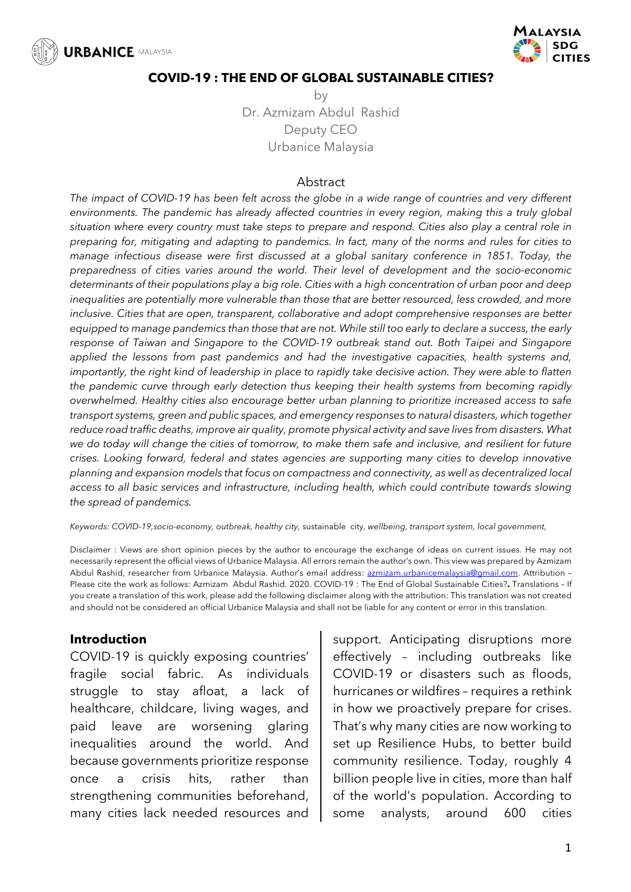# COVID-19 : THE END OF GLOBAL SUSTAINABLE CITIES?

by

Dr. Azmizam Abdul Rashid

Deputy CEO

Urbanice Malaysia

## Abstract

*The impact of COVID-19 has been felt across the globe in a wide range of countries and very different environments. The pandemic has already affected countries in every region, making this a truly global situation where every country must take steps to prepare and respond. Cities also play a central role in preparing for, mitigating and adapting to pandemics. In fact, many of the norms and rules for cities to manage infectious disease were first discussed at a global sanitary conference in 1851. Today, the preparedness of cities varies around the world. Their level of development and the socio-economic determinants of their populations play a big role. Cities with a high concentration of urban poor and deep inequalities are potentially more vulnerable than those that are better resourced, less crowded, and more inclusive. Cities that are open, transparent, collaborative and adopt comprehensive responses are better equipped to manage pandemics than those that are not. While still too early to declare a success, the early response of Taiwan and Singapore to the COVID-19 outbreak stand out. Both Taipei and Singapore applied the lessons from past pandemics and had the investigative capacities, health systems and, importantly, the right kind of leadership in place to rapidly take decisive action. They were able to flatten the pandemic curve through early detection thus keeping their health systems from becoming rapidly overwhelmed. Healthy cities also encourage better urban planning to prioritize increased access to safe transport systems, green and public spaces, and emergency responses to natural disasters, which together reduce road traffic deaths, improve air quality, promote physical activity and save lives from disasters. What we do today will change the cities of tomorrow, to make them safe and inclusive, and resilient for future crises. Looking forward, federal and states agencies are supporting many cities to develop innovative planning and expansion models that focus on compactness and connectivity, as well as decentralized local access to all basic services and infrastructure, including health, which could contribute towards slowing the spread of pandemics.*

*Keywords: COVID-19,socio-economy, outbreak, healthy city,* sustainable city, *wellbeing, transport system, local government,*

Disclaimer : Views are short opinion pieces by the author to encourage the exchange of ideas on current issues. He may not necessarily represent the official views of Urbanice Malaysia. All errors remain the author's own. This view was prepared by Azmizam Abdul Rashid, researcher from Urbanice Malaysia. Author's email address: azmizam.urbanicemalaysia@gmail.com. Attribution – Please cite the work as follows: Azmizam Abdul Rashid. 2020. COVID-19 : The End of Global Sustainable Cities?**.** Translations – If you create a translation of this work, please add the following disclaimer along with the attribution: This translation was not created and should not be considered an official Urbanice Malaysia and shall not be liable for any content or error in this translation.

## Introduction

COVID-19 is quickly exposing countries' fragile social fabric. As individuals struggle to stay afloat, a lack of healthcare, childcare, living wages, and paid leave are worsening glaring inequalities around the world. And because governments prioritize response once a crisis hits, rather than strengthening communities beforehand, many cities lack needed resources and support. Anticipating disruptions more effectively – including outbreaks like COVID-19 or disasters such as floods, hurricanes or wildfires – requires a rethink in how we proactively prepare for crises. That's why many cities are now working to set up Resilience Hubs, to better build community resilience. Today, roughly 4 billion people live in cities, more than half of the world's population. According to some analysts, around 600 cities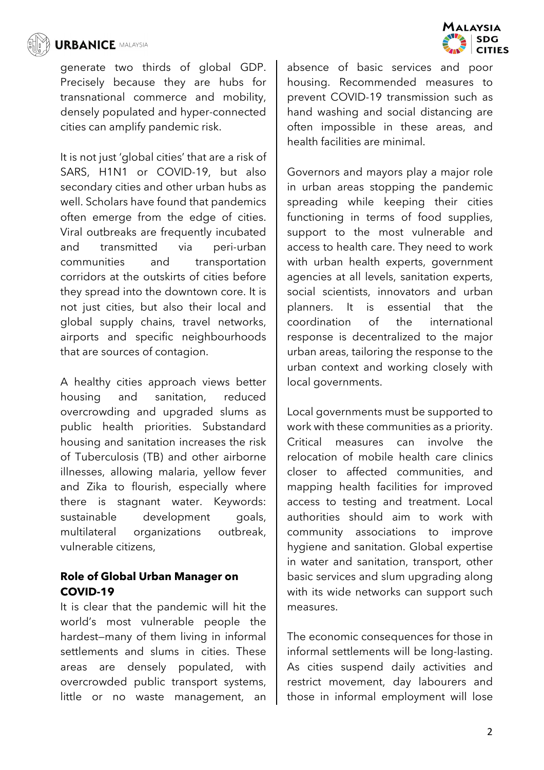generate two thirds of global GDP. Precisely because they are hubs for transnational commerce and mobility, densely populated and hyper-connected cities can amplify pandemic risk.

It is not just 'global cities' that are a risk of SARS, H1N1 or COVID-19, but also secondary cities and other urban hubs as well. Scholars have found that pandemics often emerge from the edge of cities. Viral outbreaks are frequently incubated and transmitted via peri-urban communities and transportation corridors at the outskirts of cities before they spread into the downtown core. It is not just cities, but also their local and global supply chains, travel networks, airports and specific neighbourhoods that are sources of contagion.

A healthy cities approach views better housing and sanitation, reduced overcrowding and upgraded slums as public health priorities. Substandard housing and sanitation increases the risk of Tuberculosis (TB) and other airborne illnesses, allowing malaria, yellow fever and Zika to flourish, especially where there is stagnant water. Keywords: sustainable development goals, multilateral organizations outbreak, vulnerable citizens,

**Role of Global Urban Manager on COVID-19**

It is clear that the pandemic will hit the world's most vulnerable people the hardest—many of them living in informal settlements and slums in cities. These areas are densely populated, with overcrowded public transport systems, little or no waste management, an absence of basic services and poor housing. Recommended measures to prevent COVID-19 transmission such as hand washing and social distancing are often impossible in these areas, and health facilities are minimal.

Governors and mayors play a major role in urban areas stopping the pandemic spreading while keeping their cities functioning in terms of food supplies, support to the most vulnerable and access to health care. They need to work with urban health experts, government agencies at all levels, sanitation experts, social scientists, innovators and urban planners. It is essential that the coordination of the international response is decentralized to the major urban areas, tailoring the response to the urban context and working closely with local governments.

Local governments must be supported to work with these communities as a priority. Critical measures can involve the relocation of mobile health care clinics closer to affected communities, and mapping health facilities for improved access to testing and treatment. Local authorities should aim to work with community associations to improve hygiene and sanitation. Global expertise in water and sanitation, transport, other basic services and slum upgrading along with its wide networks can support such measures.

The economic consequences for those in informal settlements will be long-lasting. As cities suspend daily activities and restrict movement, day labourers and those in informal employment will lose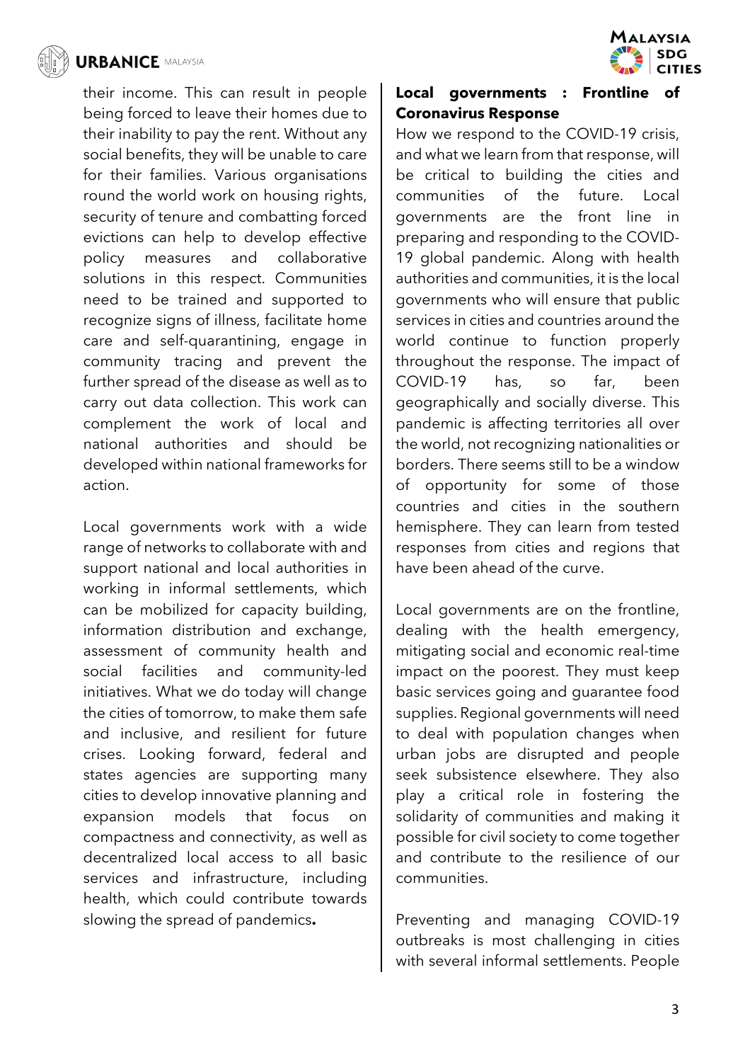their income. This can result in people being forced to leave their homes due to their inability to pay the rent. Without any social benefits, they will be unable to care for their families. Various organisations round the world work on housing rights, security of tenure and combatting forced evictions can help to develop effective policy measures and collaborative solutions in this respect. Communities need to be trained and supported to recognize signs of illness, facilitate home care and self-quarantining, engage in community tracing and prevent the further spread of the disease as well as to carry out data collection. This work can complement the work of local and national authorities and should be developed within national frameworks for action.

Local governments work with a wide range of networks to collaborate with and support national and local authorities in working in informal settlements, which can be mobilized for capacity building, information distribution and exchange, assessment of community health and social facilities and community-led initiatives. What we do today will change the cities of tomorrow, to make them safe and inclusive, and resilient for future crises. Looking forward, federal and states agencies are supporting many cities to develop innovative planning and expansion models that focus on compactness and connectivity, as well as decentralized local access to all basic services and infrastructure, including health, which could contribute towards slowing the spread of pandemics**.**

**Local governments : Frontline of Coronavirus Response**

How we respond to the COVID-19 crisis, and what we learn from that response, will be critical to building the cities and communities of the future. Local governments are the front line in preparing and responding to the COVID-19 global pandemic. Along with health authorities and communities, it is the local governments who will ensure that public services in cities and countries around the world continue to function properly throughout the response. The impact of COVID-19 has, so far, been geographically and socially diverse. This pandemic is affecting territories all over the world, not recognizing nationalities or borders. There seems still to be a window of opportunity for some of those countries and cities in the southern hemisphere. They can learn from tested responses from cities and regions that have been ahead of the curve.

Local governments are on the frontline, dealing with the health emergency, mitigating social and economic real-time impact on the poorest. They must keep basic services going and guarantee food supplies. Regional governments will need to deal with population changes when urban jobs are disrupted and people seek subsistence elsewhere. They also play a critical role in fostering the solidarity of communities and making it possible for civil society to come together and contribute to the resilience of our communities.

Preventing and managing COVID-19 outbreaks is most challenging in cities with several informal settlements. People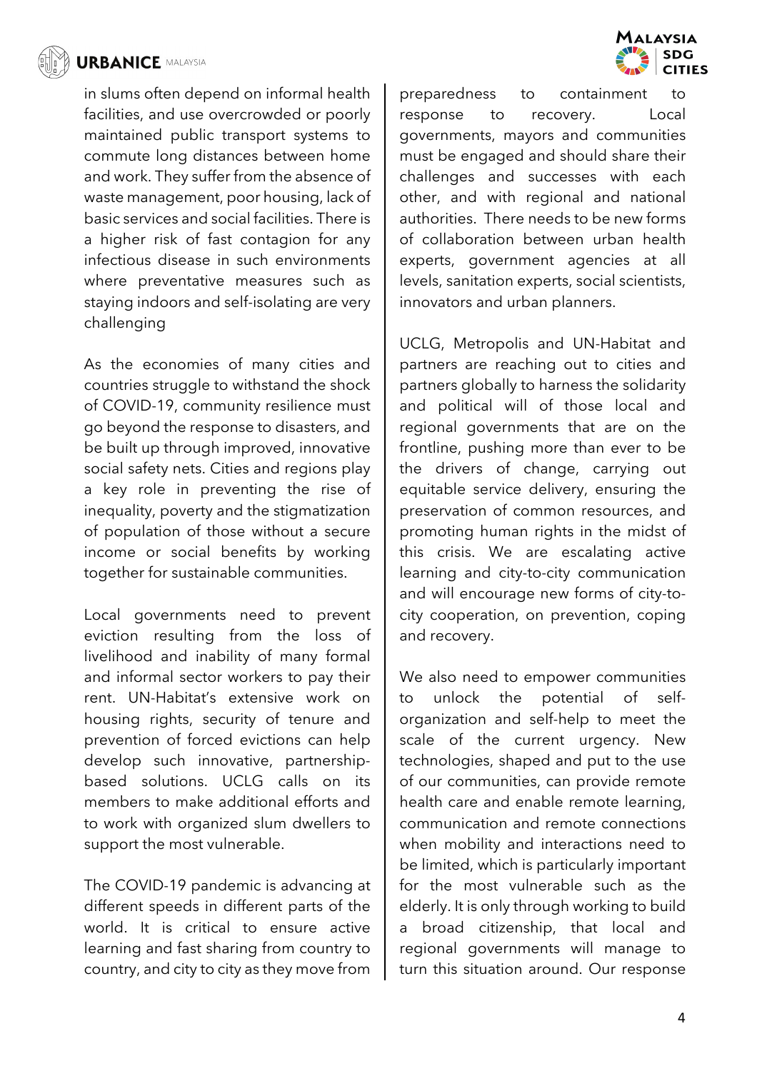in slums often depend on informal health facilities, and use overcrowded or poorly maintained public transport systems to commute long distances between home and work. They suffer from the absence of waste management, poor housing, lack of basic services and social facilities. There is a higher risk of fast contagion for any infectious disease in such environments where preventative measures such as staying indoors and self-isolating are very challenging

As the economies of many cities and countries struggle to withstand the shock of COVID-19, community resilience must go beyond the response to disasters, and be built up through improved, innovative social safety nets. Cities and regions play a key role in preventing the rise of inequality, poverty and the stigmatization of population of those without a secure income or social benefits by working together for sustainable communities.

Local governments need to prevent eviction resulting from the loss of livelihood and inability of many formal and informal sector workers to pay their rent. UN-Habitat's extensive work on housing rights, security of tenure and prevention of forced evictions can help develop such innovative, partnership-based solutions. UCLG calls on its members to make additional efforts and to work with organized slum dwellers to support the most vulnerable.

The COVID-19 pandemic is advancing at different speeds in different parts of the world. It is critical to ensure active learning and fast sharing from country to country, and city to city as they move from preparedness to containment to response to recovery. Local governments, mayors and communities must be engaged and should share their challenges and successes with each other, and with regional and national authorities. There needs to be new forms of collaboration between urban health experts, government agencies at all levels, sanitation experts, social scientists, innovators and urban planners.

UCLG, Metropolis and UN-Habitat and partners are reaching out to cities and partners globally to harness the solidarity and political will of those local and regional governments that are on the frontline, pushing more than ever to be the drivers of change, carrying out equitable service delivery, ensuring the preservation of common resources, and promoting human rights in the midst of this crisis. We are escalating active learning and city-to-city communication and will encourage new forms of city-to-city cooperation, on prevention, coping and recovery.

We also need to empower communities to unlock the potential of self-organization and self-help to meet the scale of the current urgency. New technologies, shaped and put to the use of our communities, can provide remote health care and enable remote learning, communication and remote connections when mobility and interactions need to be limited, which is particularly important for the most vulnerable such as the elderly. It is only through working to build a broad citizenship, that local and regional governments will manage to turn this situation around. Our response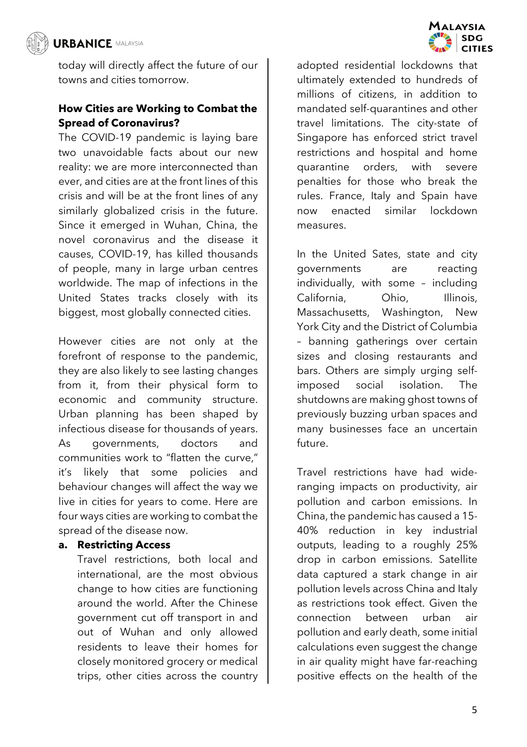today will directly affect the future of our towns and cities tomorrow.

**How Cities are Working to Combat the Spread of Coronavirus?**

The COVID-19 pandemic is laying bare two unavoidable facts about our new reality: we are more interconnected than ever, and cities are at the front lines of this crisis and will be at the front lines of any similarly globalized crisis in the future. Since it emerged in Wuhan, China, the novel coronavirus and the disease it causes, COVID-19, has killed thousands of people, many in large urban centres worldwide. The map of infections in the United States tracks closely with its biggest, most globally connected cities.

However cities are not only at the forefront of response to the pandemic, they are also likely to see lasting changes from it, from their physical form to economic and community structure. Urban planning has been shaped by infectious disease for thousands of years. As governments, doctors and communities work to "flatten the curve," it's likely that some policies and behaviour changes will affect the way we live in cities for years to come. Here are four ways cities are working to combat the spread of the disease now.

**a. Restricting Access**

Travel restrictions, both local and international, are the most obvious change to how cities are functioning around the world. After the Chinese government cut off transport in and out of Wuhan and only allowed residents to leave their homes for closely monitored grocery or medical trips, other cities across the country adopted residential lockdowns that ultimately extended to hundreds of millions of citizens, in addition to mandated self-quarantines and other travel limitations. The city-state of Singapore has enforced strict travel restrictions and hospital and home quarantine orders, with severe penalties for those who break the rules. France, Italy and Spain have now enacted similar lockdown measures.

In the United Sates, state and city governments are reacting individually, with some – including California, Ohio, Illinois, Massachusetts, Washington, New York City and the District of Columbia – banning gatherings over certain sizes and closing restaurants and bars. Others are simply urging self-imposed social isolation. The shutdowns are making ghost towns of previously buzzing urban spaces and many businesses face an uncertain future.

Travel restrictions have had wide-ranging impacts on productivity, air pollution and carbon emissions. In China, the pandemic has caused a 15-40% reduction in key industrial outputs, leading to a roughly 25% drop in carbon emissions. Satellite data captured a stark change in air pollution levels across China and Italy as restrictions took effect. Given the connection between urban air pollution and early death, some initial calculations even suggest the change in air quality might have far-reaching positive effects on the health of the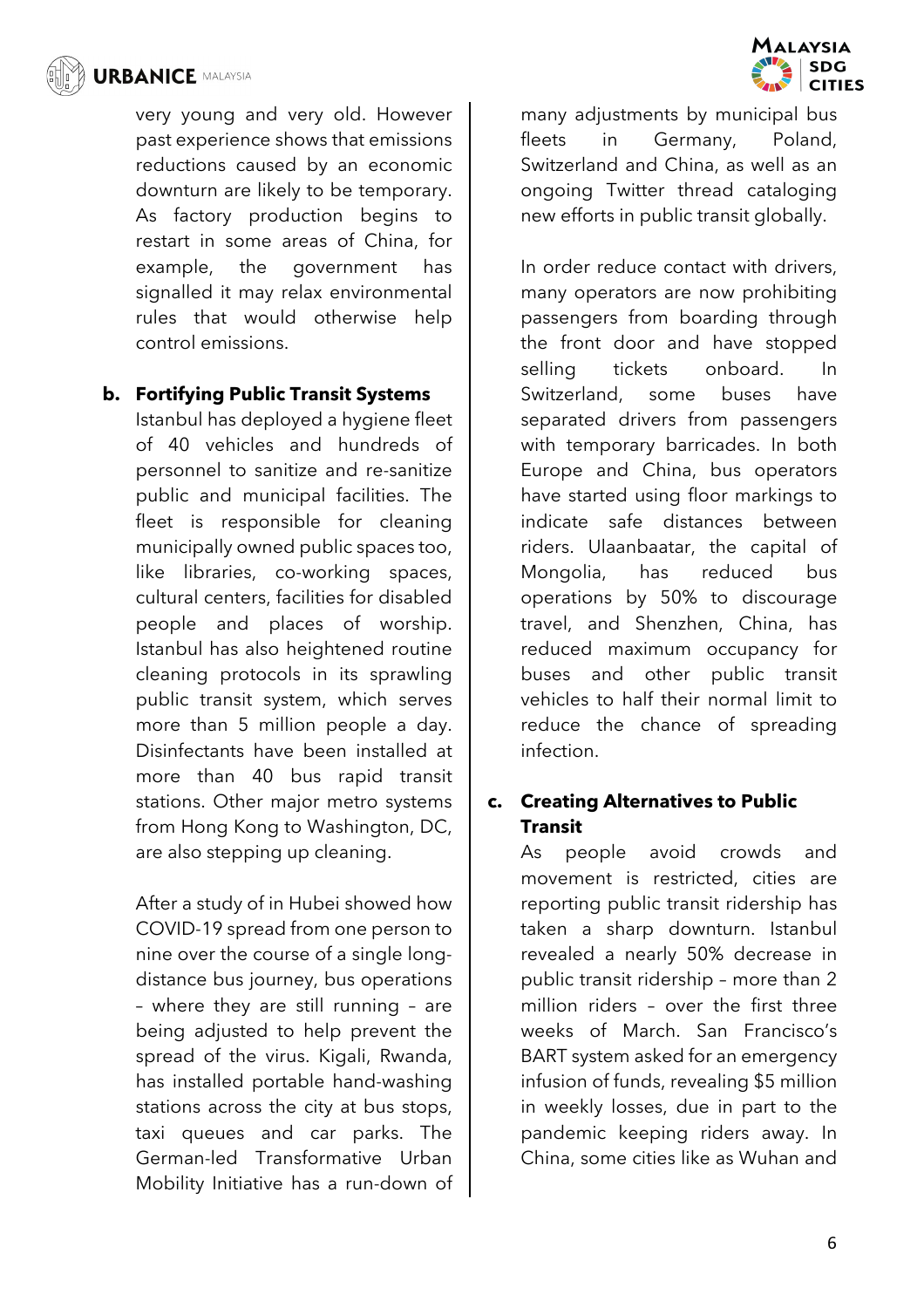very young and very old. However past experience shows that emissions reductions caused by an economic downturn are likely to be temporary. As factory production begins to restart in some areas of China, for example, the government has signalled it may relax environmental rules that would otherwise help control emissions.

**b. Fortifying Public Transit Systems**

Istanbul has deployed a hygiene fleet of 40 vehicles and hundreds of personnel to sanitize and re-sanitize public and municipal facilities. The fleet is responsible for cleaning municipally owned public spaces too, like libraries, co-working spaces, cultural centers, facilities for disabled people and places of worship. Istanbul has also heightened routine cleaning protocols in its sprawling public transit system, which serves more than 5 million people a day. Disinfectants have been installed at more than 40 bus rapid transit stations. Other major metro systems from Hong Kong to Washington, DC, are also stepping up cleaning.

After a study of in Hubei showed how COVID-19 spread from one person to nine over the course of a single long-distance bus journey, bus operations – where they are still running – are being adjusted to help prevent the spread of the virus. Kigali, Rwanda, has installed portable hand-washing stations across the city at bus stops, taxi queues and car parks. The German-led Transformative Urban Mobility Initiative has a run-down of many adjustments by municipal bus fleets in Germany, Poland, Switzerland and China, as well as an ongoing Twitter thread cataloging new efforts in public transit globally.

In order reduce contact with drivers, many operators are now prohibiting passengers from boarding through the front door and have stopped selling tickets onboard. In Switzerland, some buses have separated drivers from passengers with temporary barricades. In both Europe and China, bus operators have started using floor markings to indicate safe distances between riders. Ulaanbaatar, the capital of Mongolia, has reduced bus operations by 50% to discourage travel, and Shenzhen, China, has reduced maximum occupancy for buses and other public transit vehicles to half their normal limit to reduce the chance of spreading infection.

**c. Creating Alternatives to Public Transit**

As people avoid crowds and movement is restricted, cities are reporting public transit ridership has taken a sharp downturn. Istanbul revealed a nearly 50% decrease in public transit ridership – more than 2 million riders – over the first three weeks of March. San Francisco's BART system asked for an emergency infusion of funds, revealing $5 million in weekly losses, due in part to the pandemic keeping riders away. In China, some cities like as Wuhan and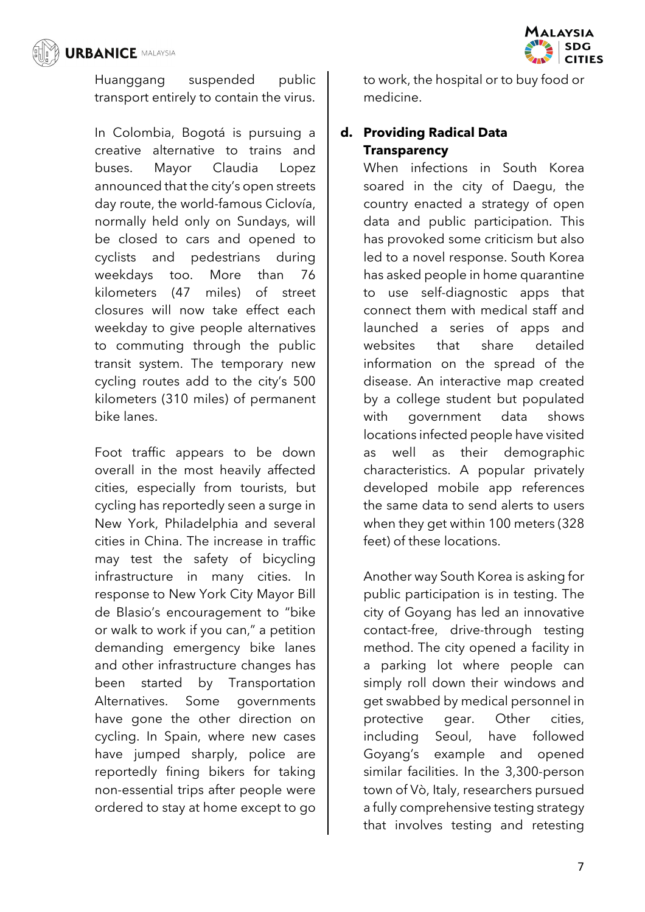Huanggang suspended public transport entirely to contain the virus.

In Colombia, Bogotá is pursuing a creative alternative to trains and buses. Mayor Claudia Lopez announced that the city's open streets day route, the world-famous Ciclovía, normally held only on Sundays, will be closed to cars and opened to cyclists and pedestrians during weekdays too. More than 76 kilometers (47 miles) of street closures will now take effect each weekday to give people alternatives to commuting through the public transit system. The temporary new cycling routes add to the city's 500 kilometers (310 miles) of permanent bike lanes.

Foot traffic appears to be down overall in the most heavily affected cities, especially from tourists, but cycling has reportedly seen a surge in New York, Philadelphia and several cities in China. The increase in traffic may test the safety of bicycling infrastructure in many cities. In response to New York City Mayor Bill de Blasio's encouragement to "bike or walk to work if you can," a petition demanding emergency bike lanes and other infrastructure changes has been started by Transportation Alternatives. Some governments have gone the other direction on cycling. In Spain, where new cases have jumped sharply, police are reportedly fining bikers for taking non-essential trips after people were ordered to stay at home except to go to work, the hospital or to buy food or medicine.

**d. Providing Radical Data Transparency**

When infections in South Korea soared in the city of Daegu, the country enacted a strategy of open data and public participation. This has provoked some criticism but also led to a novel response. South Korea has asked people in home quarantine to use self-diagnostic apps that connect them with medical staff and launched a series of apps and websites that share detailed information on the spread of the disease. An interactive map created by a college student but populated with government data shows locations infected people have visited as well as their demographic characteristics. A popular privately developed mobile app references the same data to send alerts to users when they get within 100 meters (328 feet) of these locations.

Another way South Korea is asking for public participation is in testing. The city of Goyang has led an innovative contact-free, drive-through testing method. The city opened a facility in a parking lot where people can simply roll down their windows and get swabbed by medical personnel in protective gear. Other cities, including Seoul, have followed Goyang's example and opened similar facilities. In the 3,300-person town of Vò, Italy, researchers pursued a fully comprehensive testing strategy that involves testing and retesting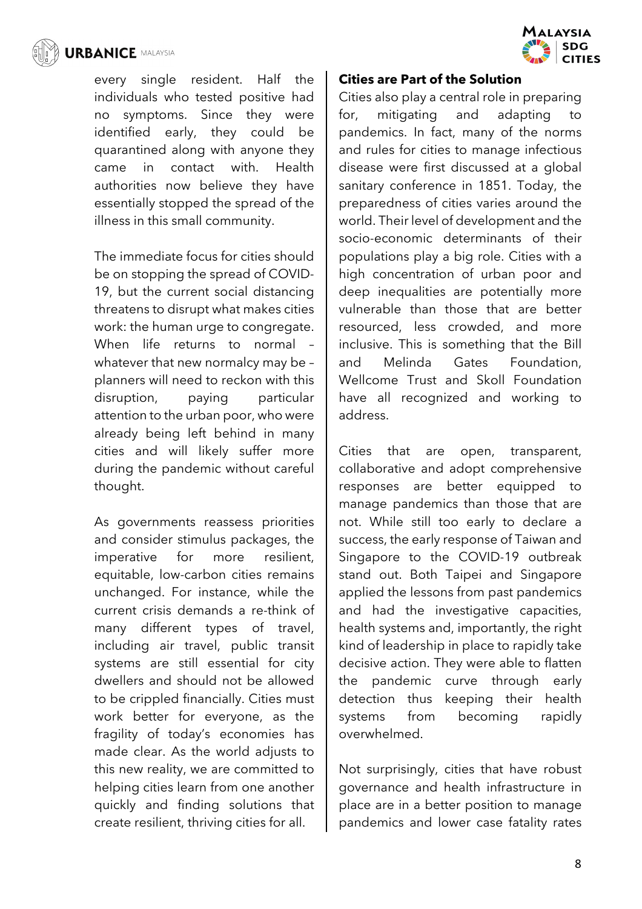every single resident. Half the individuals who tested positive had no symptoms. Since they were identified early, they could be quarantined along with anyone they came in contact with. Health authorities now believe they have essentially stopped the spread of the illness in this small community.

The immediate focus for cities should be on stopping the spread of COVID-19, but the current social distancing threatens to disrupt what makes cities work: the human urge to congregate. When life returns to normal – whatever that new normalcy may be – planners will need to reckon with this disruption, paying particular attention to the urban poor, who were already being left behind in many cities and will likely suffer more during the pandemic without careful thought.

As governments reassess priorities and consider stimulus packages, the imperative for more resilient, equitable, low-carbon cities remains unchanged. For instance, while the current crisis demands a re-think of many different types of travel, including air travel, public transit systems are still essential for city dwellers and should not be allowed to be crippled financially. Cities must work better for everyone, as the fragility of today's economies has made clear. As the world adjusts to this new reality, we are committed to helping cities learn from one another quickly and finding solutions that create resilient, thriving cities for all.

**Cities are Part of the Solution**

Cities also play a central role in preparing for, mitigating and adapting to pandemics. In fact, many of the norms and rules for cities to manage infectious disease were first discussed at a global sanitary conference in 1851. Today, the preparedness of cities varies around the world. Their level of development and the socio-economic determinants of their populations play a big role. Cities with a high concentration of urban poor and deep inequalities are potentially more vulnerable than those that are better resourced, less crowded, and more inclusive. This is something that the Bill and Melinda Gates Foundation, Wellcome Trust and Skoll Foundation have all recognized and working to address.

Cities that are open, transparent, collaborative and adopt comprehensive responses are better equipped to manage pandemics than those that are not. While still too early to declare a success, the early response of Taiwan and Singapore to the COVID-19 outbreak stand out. Both Taipei and Singapore applied the lessons from past pandemics and had the investigative capacities, health systems and, importantly, the right kind of leadership in place to rapidly take decisive action. They were able to flatten the pandemic curve through early detection thus keeping their health systems from becoming rapidly overwhelmed.

Not surprisingly, cities that have robust governance and health infrastructure in place are in a better position to manage pandemics and lower case fatality rates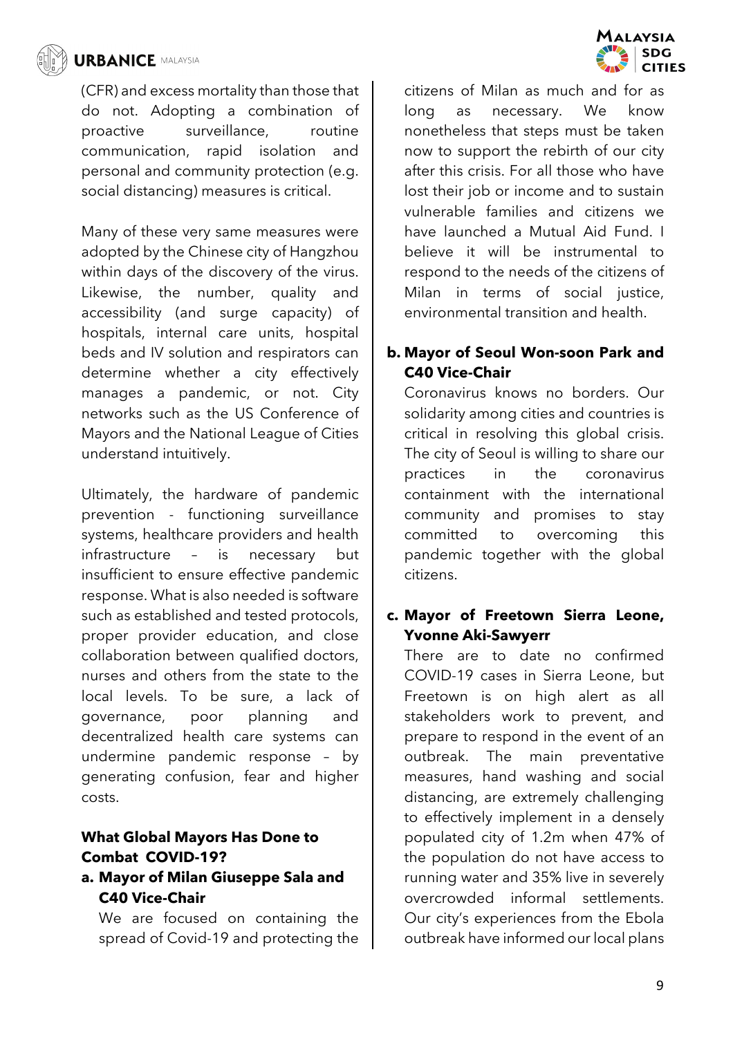(CFR) and excess mortality than those that do not. Adopting a combination of proactive surveillance, routine communication, rapid isolation and personal and community protection (e.g. social distancing) measures is critical.

Many of these very same measures were adopted by the Chinese city of Hangzhou within days of the discovery of the virus. Likewise, the number, quality and accessibility (and surge capacity) of hospitals, internal care units, hospital beds and IV solution and respirators can determine whether a city effectively manages a pandemic, or not. City networks such as the US Conference of Mayors and the National League of Cities understand intuitively.

Ultimately, the hardware of pandemic prevention - functioning surveillance systems, healthcare providers and health infrastructure – is necessary but insufficient to ensure effective pandemic response. What is also needed is software such as established and tested protocols, proper provider education, and close collaboration between qualified doctors, nurses and others from the state to the local levels. To be sure, a lack of governance, poor planning and decentralized health care systems can undermine pandemic response – by generating confusion, fear and higher costs.

**What Global Mayors Has Done to Combat COVID-19?**

**a. Mayor of Milan Giuseppe Sala and C40 Vice-Chair**

We are focused on containing the spread of Covid-19 and protecting the citizens of Milan as much and for as long as necessary. We know nonetheless that steps must be taken now to support the rebirth of our city after this crisis. For all those who have lost their job or income and to sustain vulnerable families and citizens we have launched a Mutual Aid Fund. I believe it will be instrumental to respond to the needs of the citizens of Milan in terms of social justice, environmental transition and health.

**b. Mayor of Seoul Won-soon Park and C40 Vice-Chair**

Coronavirus knows no borders. Our solidarity among cities and countries is critical in resolving this global crisis. The city of Seoul is willing to share our practices in the coronavirus containment with the international community and promises to stay committed to overcoming this pandemic together with the global citizens.

**c. Mayor of Freetown Sierra Leone, Yvonne Aki-Sawyerr**

There are to date no confirmed COVID-19 cases in Sierra Leone, but Freetown is on high alert as all stakeholders work to prevent, and prepare to respond in the event of an outbreak. The main preventative measures, hand washing and social distancing, are extremely challenging to effectively implement in a densely populated city of 1.2m when 47% of the population do not have access to running water and 35% live in severely overcrowded informal settlements. Our city's experiences from the Ebola outbreak have informed our local plans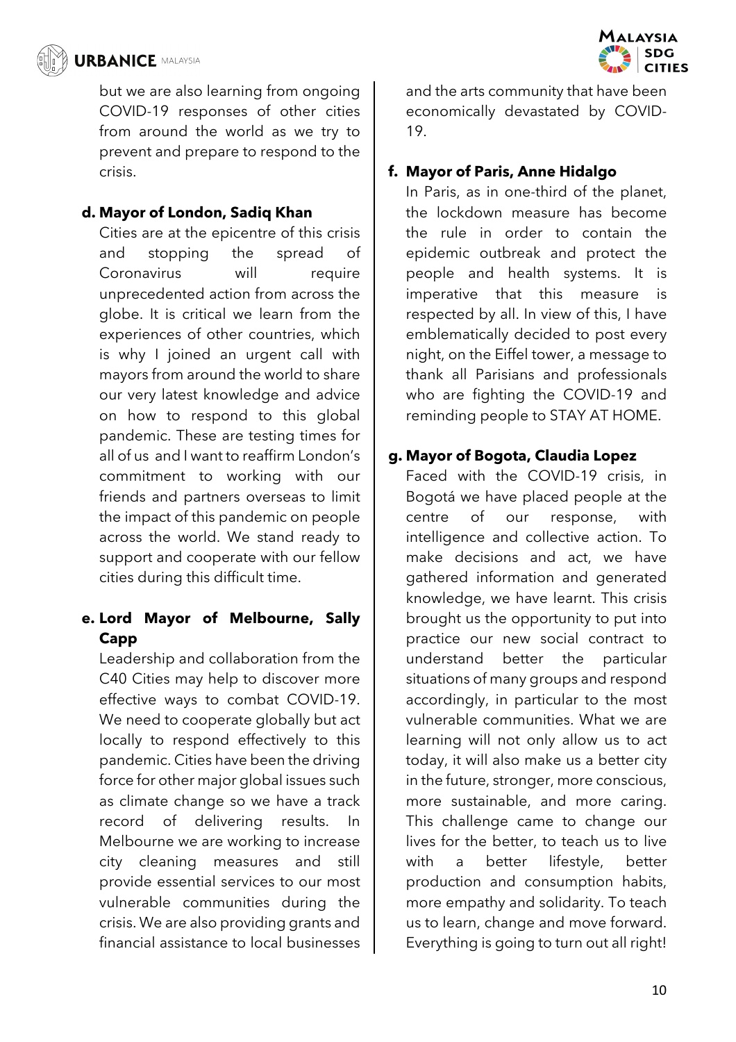but we are also learning from ongoing COVID-19 responses of other cities from around the world as we try to prevent and prepare to respond to the crisis.

**d. Mayor of London, Sadiq Khan**

Cities are at the epicentre of this crisis and stopping the spread of Coronavirus will require unprecedented action from across the globe. It is critical we learn from the experiences of other countries, which is why I joined an urgent call with mayors from around the world to share our very latest knowledge and advice on how to respond to this global pandemic. These are testing times for all of us and I want to reaffirm London's commitment to working with our friends and partners overseas to limit the impact of this pandemic on people across the world. We stand ready to support and cooperate with our fellow cities during this difficult time.

**e. Lord Mayor of Melbourne, Sally Capp**

Leadership and collaboration from the C40 Cities may help to discover more effective ways to combat COVID-19. We need to cooperate globally but act locally to respond effectively to this pandemic. Cities have been the driving force for other major global issues such as climate change so we have a track record of delivering results. In Melbourne we are working to increase city cleaning measures and still provide essential services to our most vulnerable communities during the crisis. We are also providing grants and financial assistance to local businesses and the arts community that have been economically devastated by COVID-19.

**f. Mayor of Paris, Anne Hidalgo**

In Paris, as in one-third of the planet, the lockdown measure has become the rule in order to contain the epidemic outbreak and protect the people and health systems. It is imperative that this measure is respected by all. In view of this, I have emblematically decided to post every night, on the Eiffel tower, a message to thank all Parisians and professionals who are fighting the COVID-19 and reminding people to STAY AT HOME.

**g. Mayor of Bogota, Claudia Lopez**

Faced with the COVID-19 crisis, in Bogotá we have placed people at the centre of our response, with intelligence and collective action. To make decisions and act, we have gathered information and generated knowledge, we have learnt. This crisis brought us the opportunity to put into practice our new social contract to understand better the particular situations of many groups and respond accordingly, in particular to the most vulnerable communities. What we are learning will not only allow us to act today, it will also make us a better city in the future, stronger, more conscious, more sustainable, and more caring. This challenge came to change our lives for the better, to teach us to live with a better lifestyle, better production and consumption habits, more empathy and solidarity. To teach us to learn, change and move forward. Everything is going to turn out all right!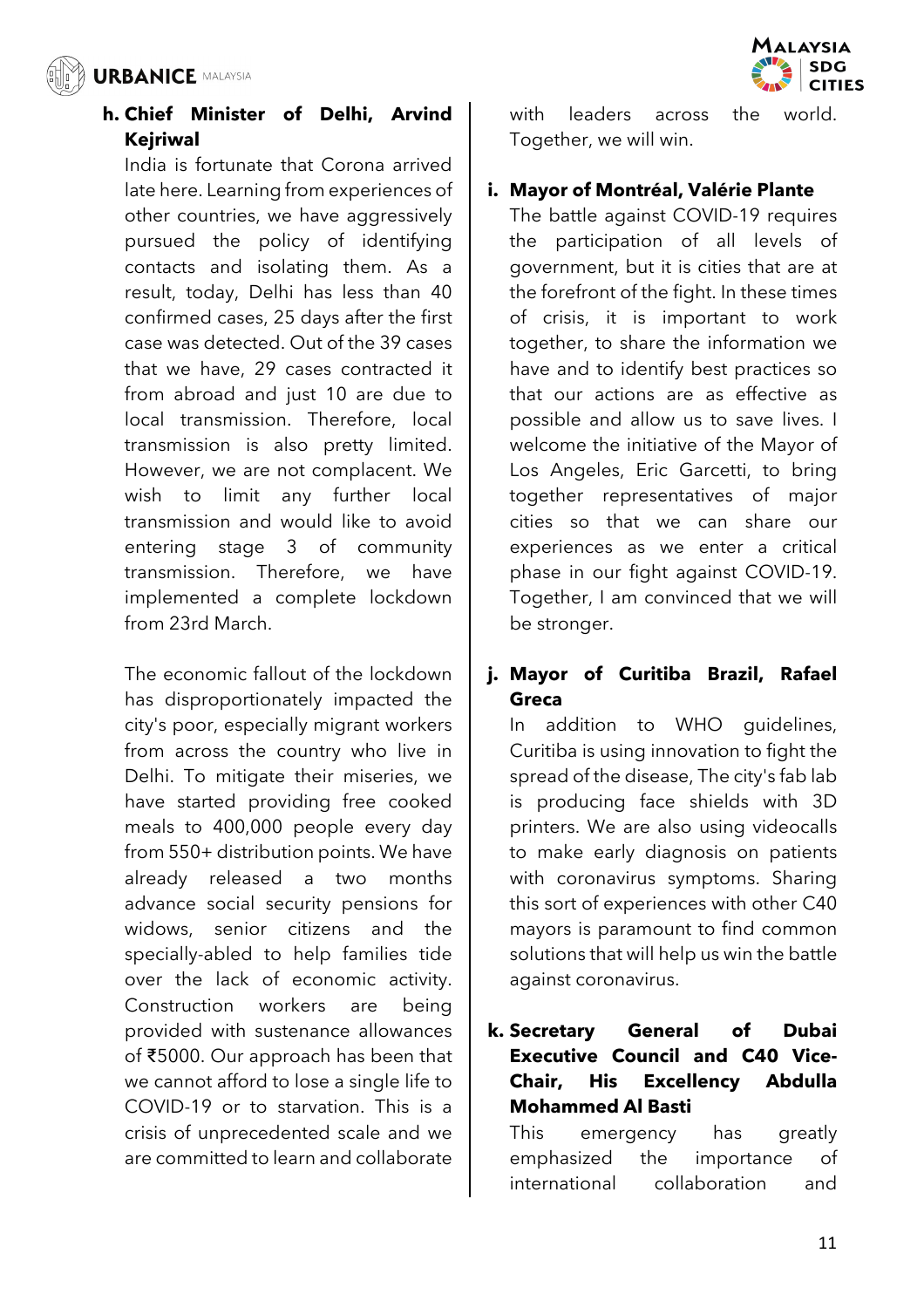**h. Chief Minister of Delhi, Arvind Kejriwal**

India is fortunate that Corona arrived late here. Learning from experiences of other countries, we have aggressively pursued the policy of identifying contacts and isolating them. As a result, today, Delhi has less than 40 confirmed cases, 25 days after the first case was detected. Out of the 39 cases that we have, 29 cases contracted it from abroad and just 10 are due to local transmission. Therefore, local transmission is also pretty limited. However, we are not complacent. We wish to limit any further local transmission and would like to avoid entering stage 3 of community transmission. Therefore, we have implemented a complete lockdown from 23rd March.

The economic fallout of the lockdown has disproportionately impacted the city's poor, especially migrant workers from across the country who live in Delhi. To mitigate their miseries, we have started providing free cooked meals to 400,000 people every day from 550+ distribution points. We have already released a two months advance social security pensions for widows, senior citizens and the specially-abled to help families tide over the lack of economic activity. Construction workers are being provided with sustenance allowances of ₹5000. Our approach has been that we cannot afford to lose a single life to COVID-19 or to starvation. This is a crisis of unprecedented scale and we are committed to learn and collaborate with leaders across the world. Together, we will win.

**i. Mayor of Montréal, Valérie Plante**

The battle against COVID-19 requires the participation of all levels of government, but it is cities that are at the forefront of the fight. In these times of crisis, it is important to work together, to share the information we have and to identify best practices so that our actions are as effective as possible and allow us to save lives. I welcome the initiative of the Mayor of Los Angeles, Eric Garcetti, to bring together representatives of major cities so that we can share our experiences as we enter a critical phase in our fight against COVID-19. Together, I am convinced that we will be stronger.

**j. Mayor of Curitiba Brazil, Rafael Greca**

In addition to WHO guidelines, Curitiba is using innovation to fight the spread of the disease, The city's fab lab is producing face shields with 3D printers. We are also using videocalls to make early diagnosis on patients with coronavirus symptoms. Sharing this sort of experiences with other C40 mayors is paramount to find common solutions that will help us win the battle against coronavirus.

**k. Secretary General of Dubai Executive Council and C40 Vice-Chair, His Excellency Abdulla Mohammed Al Basti**

This emergency has greatly emphasized the importance of international collaboration and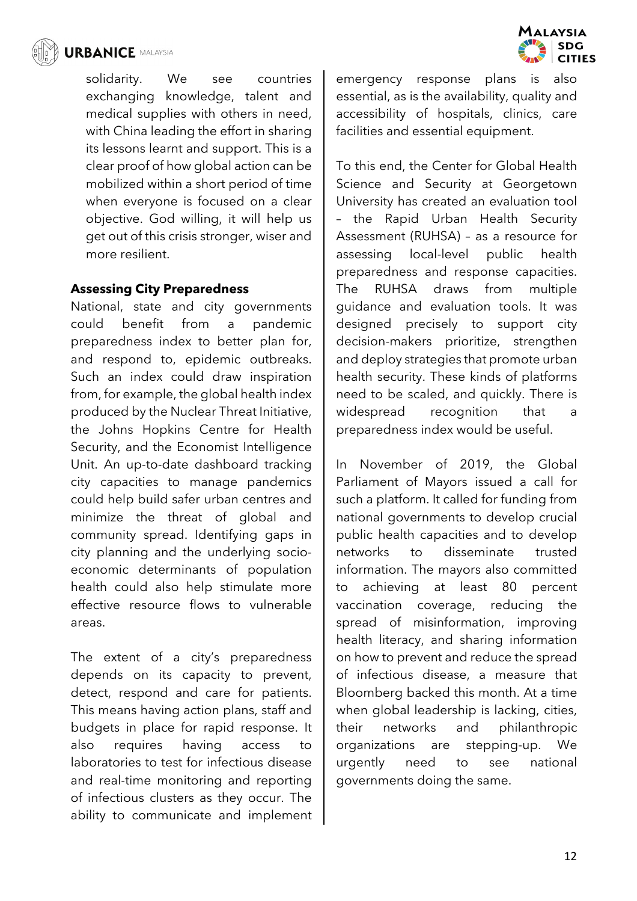solidarity. We see countries exchanging knowledge, talent and medical supplies with others in need, with China leading the effort in sharing its lessons learnt and support. This is a clear proof of how global action can be mobilized within a short period of time when everyone is focused on a clear objective. God willing, it will help us get out of this crisis stronger, wiser and more resilient.

**Assessing City Preparedness**

National, state and city governments could benefit from a pandemic preparedness index to better plan for, and respond to, epidemic outbreaks. Such an index could draw inspiration from, for example, the global health index produced by the Nuclear Threat Initiative, the Johns Hopkins Centre for Health Security, and the Economist Intelligence Unit. An up-to-date dashboard tracking city capacities to manage pandemics could help build safer urban centres and minimize the threat of global and community spread. Identifying gaps in city planning and the underlying socio-economic determinants of population health could also help stimulate more effective resource flows to vulnerable areas.

The extent of a city's preparedness depends on its capacity to prevent, detect, respond and care for patients. This means having action plans, staff and budgets in place for rapid response. It also requires having access to laboratories to test for infectious disease and real-time monitoring and reporting of infectious clusters as they occur. The ability to communicate and implement emergency response plans is also essential, as is the availability, quality and accessibility of hospitals, clinics, care facilities and essential equipment.

To this end, the Center for Global Health Science and Security at Georgetown University has created an evaluation tool – the Rapid Urban Health Security Assessment (RUHSA) – as a resource for assessing local-level public health preparedness and response capacities. The RUHSA draws from multiple guidance and evaluation tools. It was designed precisely to support city decision-makers prioritize, strengthen and deploy strategies that promote urban health security. These kinds of platforms need to be scaled, and quickly. There is widespread recognition that a preparedness index would be useful.

In November of 2019, the Global Parliament of Mayors issued a call for such a platform. It called for funding from national governments to develop crucial public health capacities and to develop networks to disseminate trusted information. The mayors also committed to achieving at least 80 percent vaccination coverage, reducing the spread of misinformation, improving health literacy, and sharing information on how to prevent and reduce the spread of infectious disease, a measure that Bloomberg backed this month. At a time when global leadership is lacking, cities, their networks and philanthropic organizations are stepping-up. We urgently need to see national governments doing the same.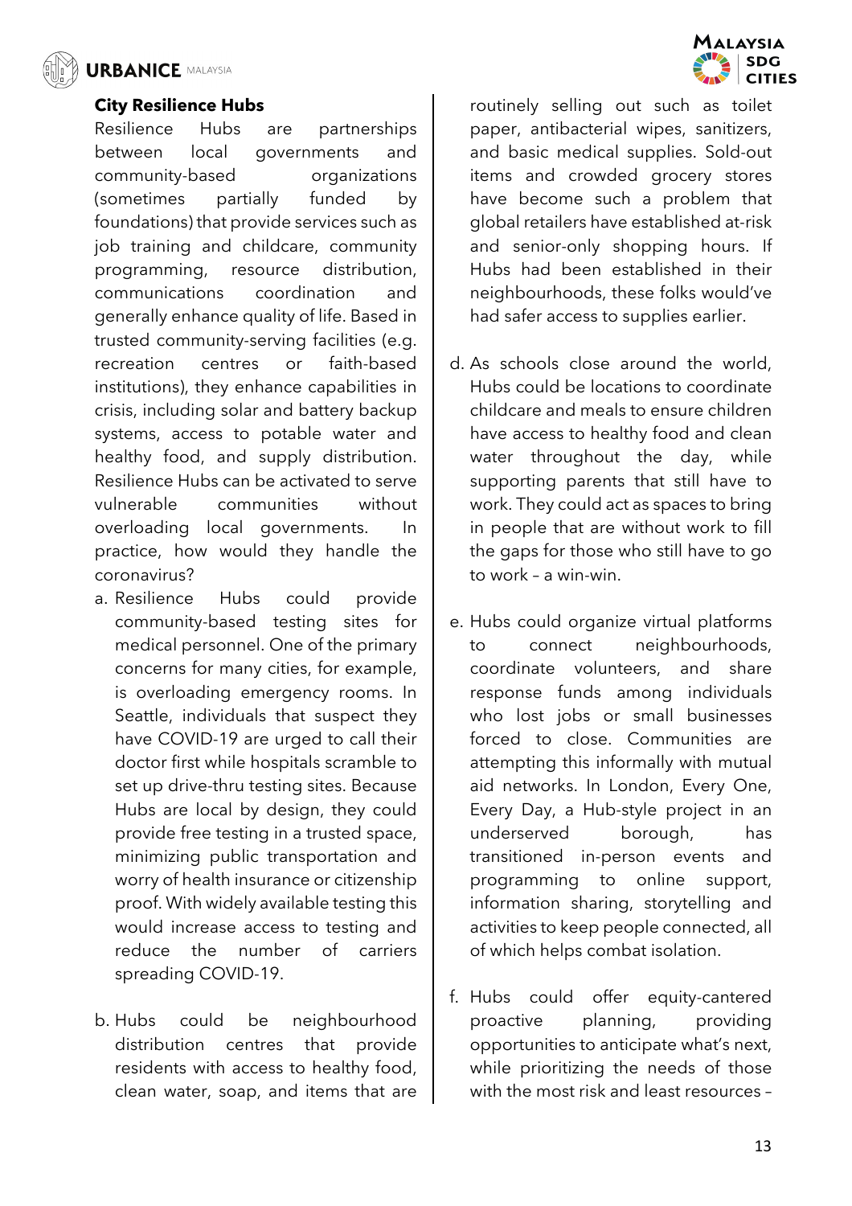### City Resilience Hubs

Resilience Hubs are partnerships between local governments and community-based organizations (sometimes partially funded by foundations) that provide services such as job training and childcare, community programming, resource distribution, communications coordination and generally enhance quality of life. Based in trusted community-serving facilities (e.g. recreation centres or faith-based institutions), they enhance capabilities in crisis, including solar and battery backup systems, access to potable water and healthy food, and supply distribution. Resilience Hubs can be activated to serve vulnerable communities without overloading local governments. In practice, how would they handle the coronavirus?

a. Resilience Hubs could provide community-based testing sites for medical personnel. One of the primary concerns for many cities, for example, is overloading emergency rooms. In Seattle, individuals that suspect they have COVID-19 are urged to call their doctor first while hospitals scramble to set up drive-thru testing sites. Because Hubs are local by design, they could provide free testing in a trusted space, minimizing public transportation and worry of health insurance or citizenship proof. With widely available testing this would increase access to testing and reduce the number of carriers spreading COVID-19.

b. Hubs could be neighbourhood distribution centres that provide residents with access to healthy food, clean water, soap, and items that are routinely selling out such as toilet paper, antibacterial wipes, sanitizers, and basic medical supplies. Sold-out items and crowded grocery stores have become such a problem that global retailers have established at-risk and senior-only shopping hours. If Hubs had been established in their neighbourhoods, these folks would've had safer access to supplies earlier.

d. As schools close around the world, Hubs could be locations to coordinate childcare and meals to ensure children have access to healthy food and clean water throughout the day, while supporting parents that still have to work. They could act as spaces to bring in people that are without work to fill the gaps for those who still have to go to work – a win-win.

e. Hubs could organize virtual platforms to connect neighbourhoods, coordinate volunteers, and share response funds among individuals who lost jobs or small businesses forced to close. Communities are attempting this informally with mutual aid networks. In London, Every One, Every Day, a Hub-style project in an underserved borough, has transitioned in-person events and programming to online support, information sharing, storytelling and activities to keep people connected, all of which helps combat isolation.

f. Hubs could offer equity-cantered proactive planning, providing opportunities to anticipate what's next, while prioritizing the needs of those with the most risk and least resources –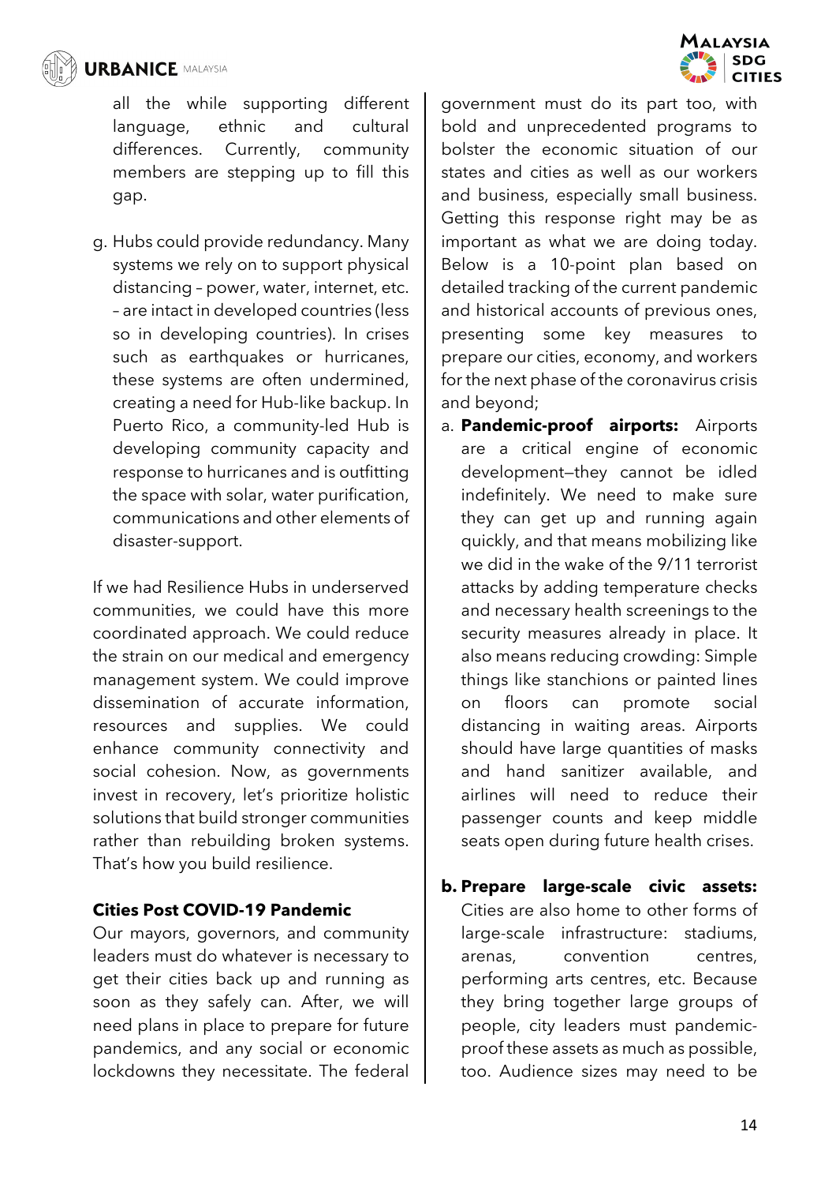all the while supporting different language, ethnic and cultural differences. Currently, community members are stepping up to fill this gap.

g. Hubs could provide redundancy. Many systems we rely on to support physical distancing – power, water, internet, etc. – are intact in developed countries (less so in developing countries). In crises such as earthquakes or hurricanes, these systems are often undermined, creating a need for Hub-like backup. In Puerto Rico, a community-led Hub is developing community capacity and response to hurricanes and is outfitting the space with solar, water purification, communications and other elements of disaster-support.

If we had Resilience Hubs in underserved communities, we could have this more coordinated approach. We could reduce the strain on our medical and emergency management system. We could improve dissemination of accurate information, resources and supplies. We could enhance community connectivity and social cohesion. Now, as governments invest in recovery, let's prioritize holistic solutions that build stronger communities rather than rebuilding broken systems. That's how you build resilience.

**Cities Post COVID-19 Pandemic**

Our mayors, governors, and community leaders must do whatever is necessary to get their cities back up and running as soon as they safely can. After, we will need plans in place to prepare for future pandemics, and any social or economic lockdowns they necessitate. The federal government must do its part too, with bold and unprecedented programs to bolster the economic situation of our states and cities as well as our workers and business, especially small business. Getting this response right may be as important as what we are doing today. Below is a 10-point plan based on detailed tracking of the current pandemic and historical accounts of previous ones, presenting some key measures to prepare our cities, economy, and workers for the next phase of the coronavirus crisis and beyond;

a. **Pandemic-proof airports:** Airports are a critical engine of economic development—they cannot be idled indefinitely. We need to make sure they can get up and running again quickly, and that means mobilizing like we did in the wake of the 9/11 terrorist attacks by adding temperature checks and necessary health screenings to the security measures already in place. It also means reducing crowding: Simple things like stanchions or painted lines on floors can promote social distancing in waiting areas. Airports should have large quantities of masks and hand sanitizer available, and airlines will need to reduce their passenger counts and keep middle seats open during future health crises.

b. **Prepare large-scale civic assets:** Cities are also home to other forms of large-scale infrastructure: stadiums, arenas, convention centres, performing arts centres, etc. Because they bring together large groups of people, city leaders must pandemic-proof these assets as much as possible, too. Audience sizes may need to be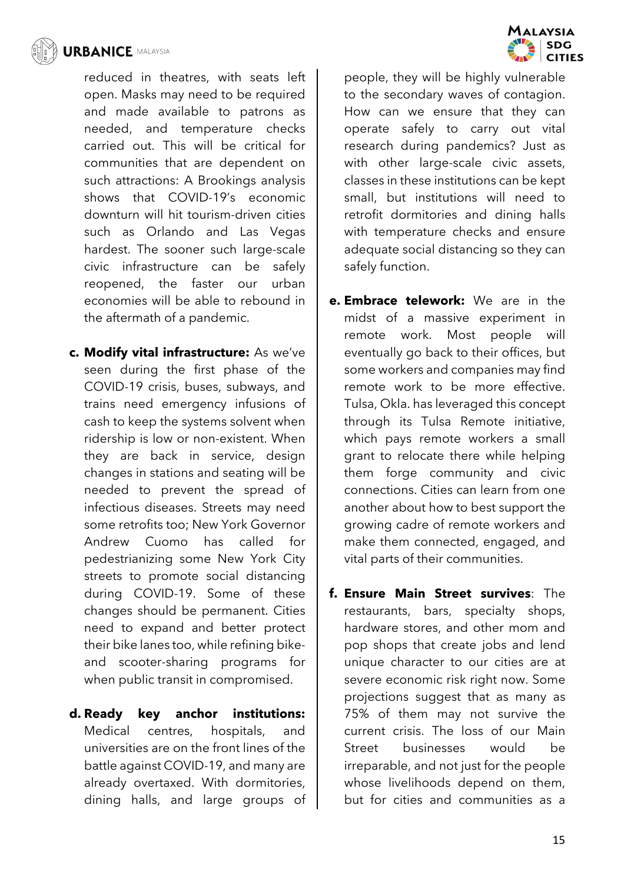reduced in theatres, with seats left open. Masks may need to be required and made available to patrons as needed, and temperature checks carried out. This will be critical for communities that are dependent on such attractions: A Brookings analysis shows that COVID-19's economic downturn will hit tourism-driven cities such as Orlando and Las Vegas hardest. The sooner such large-scale civic infrastructure can be safely reopened, the faster our urban economies will be able to rebound in the aftermath of a pandemic.

c. **Modify vital infrastructure:** As we've seen during the first phase of the COVID-19 crisis, buses, subways, and trains need emergency infusions of cash to keep the systems solvent when ridership is low or non-existent. When they are back in service, design changes in stations and seating will be needed to prevent the spread of infectious diseases. Streets may need some retrofits too; New York Governor Andrew Cuomo has called for pedestrianizing some New York City streets to promote social distancing during COVID-19. Some of these changes should be permanent. Cities need to expand and better protect their bike lanes too, while refining bike- and scooter-sharing programs for when public transit in compromised.

d. **Ready key anchor institutions:** Medical centres, hospitals, and universities are on the front lines of the battle against COVID-19, and many are already overtaxed. With dormitories, dining halls, and large groups of people, they will be highly vulnerable to the secondary waves of contagion. How can we ensure that they can operate safely to carry out vital research during pandemics? Just as with other large-scale civic assets, classes in these institutions can be kept small, but institutions will need to retrofit dormitories and dining halls with temperature checks and ensure adequate social distancing so they can safely function.

e. **Embrace telework:** We are in the midst of a massive experiment in remote work. Most people will eventually go back to their offices, but some workers and companies may find remote work to be more effective. Tulsa, Okla. has leveraged this concept through its Tulsa Remote initiative, which pays remote workers a small grant to relocate there while helping them forge community and civic connections. Cities can learn from one another about how to best support the growing cadre of remote workers and make them connected, engaged, and vital parts of their communities.

f. **Ensure Main Street survives**: The restaurants, bars, specialty shops, hardware stores, and other mom and pop shops that create jobs and lend unique character to our cities are at severe economic risk right now. Some projections suggest that as many as 75% of them may not survive the current crisis. The loss of our Main Street businesses would be irreparable, and not just for the people whose livelihoods depend on them, but for cities and communities as a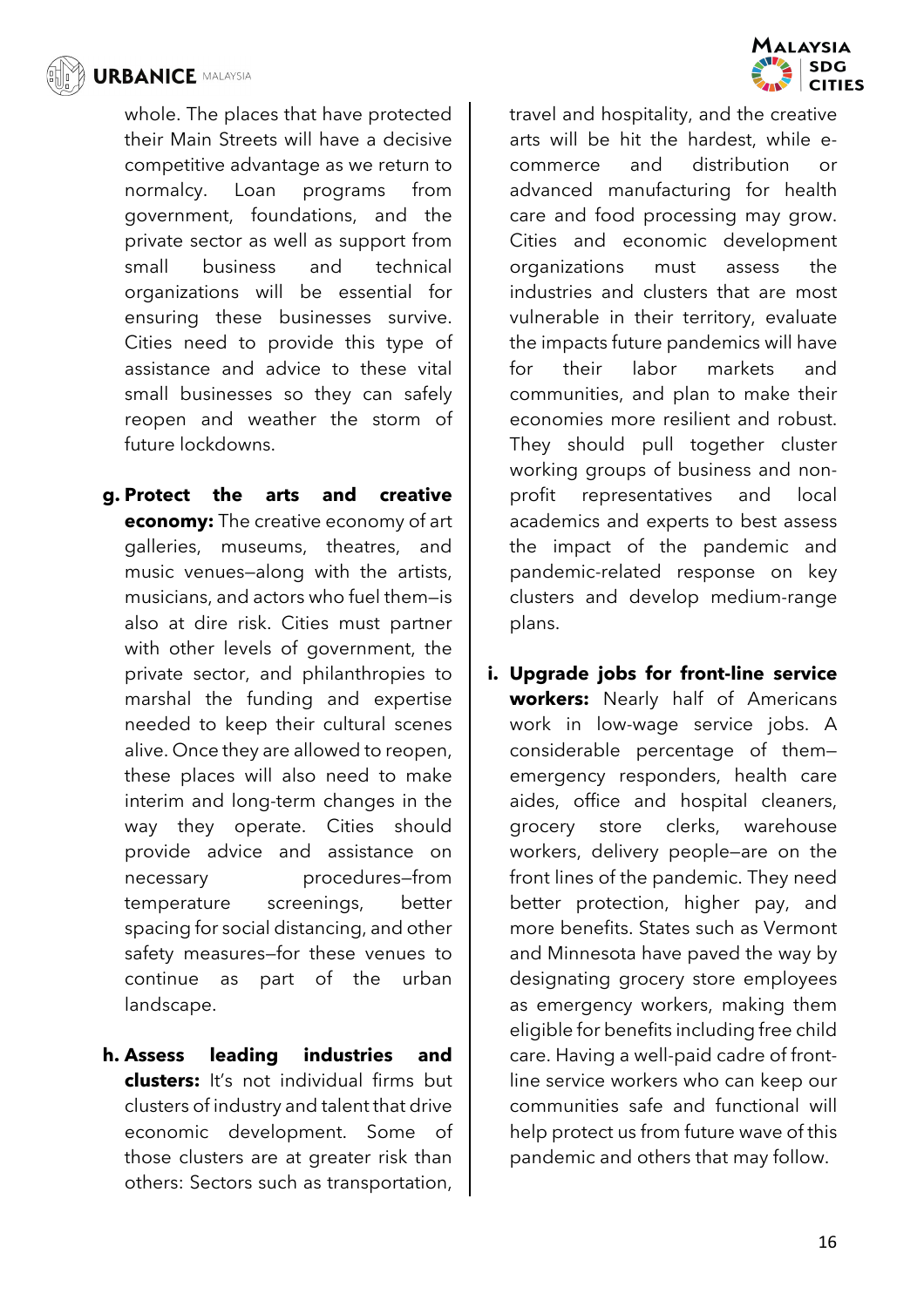whole. The places that have protected their Main Streets will have a decisive competitive advantage as we return to normalcy. Loan programs from government, foundations, and the private sector as well as support from small business and technical organizations will be essential for ensuring these businesses survive. Cities need to provide this type of assistance and advice to these vital small businesses so they can safely reopen and weather the storm of future lockdowns.

g. **Protect the arts and creative economy:** The creative economy of art galleries, museums, theatres, and music venues—along with the artists, musicians, and actors who fuel them—is also at dire risk. Cities must partner with other levels of government, the private sector, and philanthropies to marshal the funding and expertise needed to keep their cultural scenes alive. Once they are allowed to reopen, these places will also need to make interim and long-term changes in the way they operate. Cities should provide advice and assistance on necessary procedures—from temperature screenings, better spacing for social distancing, and other safety measures—for these venues to continue as part of the urban landscape.

h. **Assess leading industries and clusters:** It's not individual firms but clusters of industry and talent that drive economic development. Some of those clusters are at greater risk than others: Sectors such as transportation, travel and hospitality, and the creative arts will be hit the hardest, while e-commerce and distribution or advanced manufacturing for health care and food processing may grow. Cities and economic development organizations must assess the industries and clusters that are most vulnerable in their territory, evaluate the impacts future pandemics will have for their labor markets and communities, and plan to make their economies more resilient and robust. They should pull together cluster working groups of business and non-profit representatives and local academics and experts to best assess the impact of the pandemic and pandemic-related response on key clusters and develop medium-range plans.

i. **Upgrade jobs for front-line service workers:** Nearly half of Americans work in low-wage service jobs. A considerable percentage of them—emergency responders, health care aides, office and hospital cleaners, grocery store clerks, warehouse workers, delivery people—are on the front lines of the pandemic. They need better protection, higher pay, and more benefits. States such as Vermont and Minnesota have paved the way by designating grocery store employees as emergency workers, making them eligible for benefits including free child care. Having a well-paid cadre of front-line service workers who can keep our communities safe and functional will help protect us from future wave of this pandemic and others that may follow.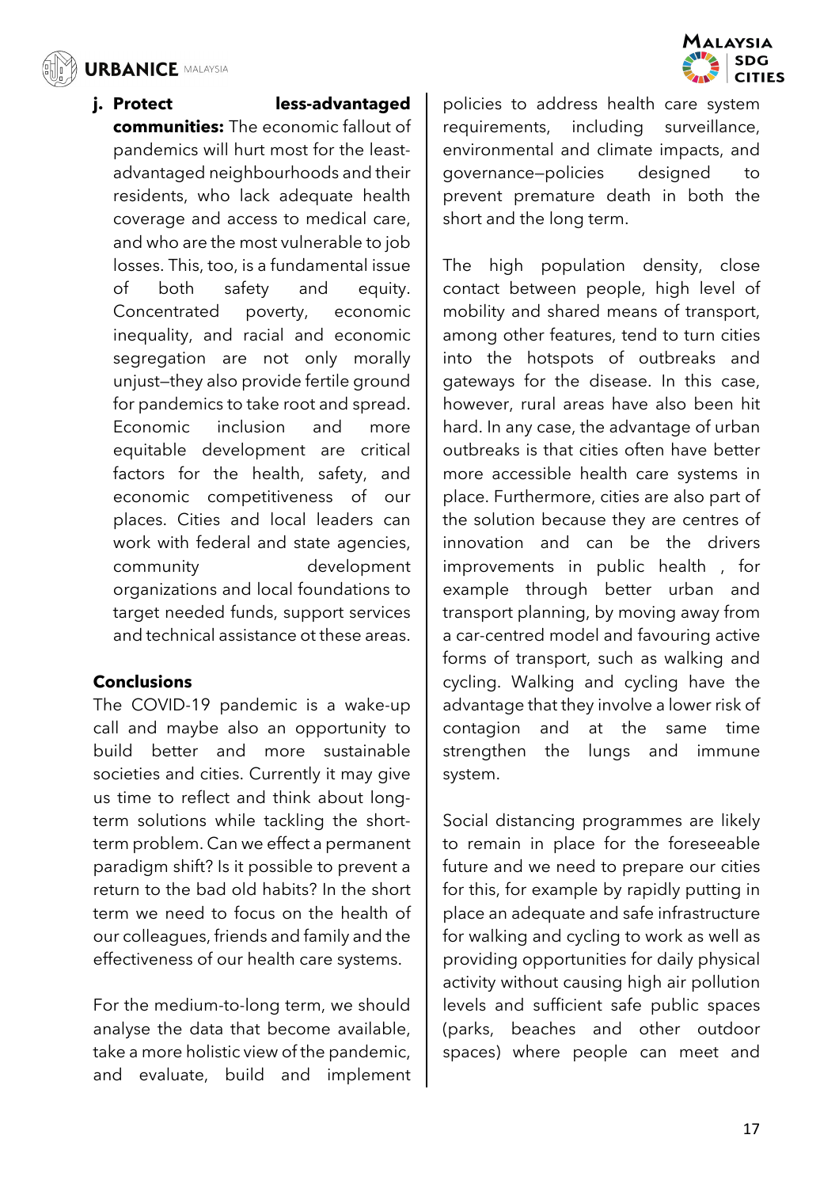j. **Protect less-advantaged communities:** The economic fallout of pandemics will hurt most for the least-advantaged neighbourhoods and their residents, who lack adequate health coverage and access to medical care, and who are the most vulnerable to job losses. This, too, is a fundamental issue of both safety and equity. Concentrated poverty, economic inequality, and racial and economic segregation are not only morally unjust—they also provide fertile ground for pandemics to take root and spread. Economic inclusion and more equitable development are critical factors for the health, safety, and economic competitiveness of our places. Cities and local leaders can work with federal and state agencies, community development organizations and local foundations to target needed funds, support services and technical assistance ot these areas.

### Conclusions

The COVID-19 pandemic is a wake-up call and maybe also an opportunity to build better and more sustainable societies and cities. Currently it may give us time to reflect and think about long-term solutions while tackling the short-term problem. Can we effect a permanent paradigm shift? Is it possible to prevent a return to the bad old habits? In the short term we need to focus on the health of our colleagues, friends and family and the effectiveness of our health care systems.

For the medium-to-long term, we should analyse the data that become available, take a more holistic view of the pandemic, and evaluate, build and implement policies to address health care system requirements, including surveillance, environmental and climate impacts, and governance—policies designed to prevent premature death in both the short and the long term.

The high population density, close contact between people, high level of mobility and shared means of transport, among other features, tend to turn cities into the hotspots of outbreaks and gateways for the disease. In this case, however, rural areas have also been hit hard. In any case, the advantage of urban outbreaks is that cities often have better more accessible health care systems in place. Furthermore, cities are also part of the solution because they are centres of innovation and can be the drivers improvements in public health , for example through better urban and transport planning, by moving away from a car-centred model and favouring active forms of transport, such as walking and cycling. Walking and cycling have the advantage that they involve a lower risk of contagion and at the same time strengthen the lungs and immune system.

Social distancing programmes are likely to remain in place for the foreseeable future and we need to prepare our cities for this, for example by rapidly putting in place an adequate and safe infrastructure for walking and cycling to work as well as providing opportunities for daily physical activity without causing high air pollution levels and sufficient safe public spaces (parks, beaches and other outdoor spaces) where people can meet and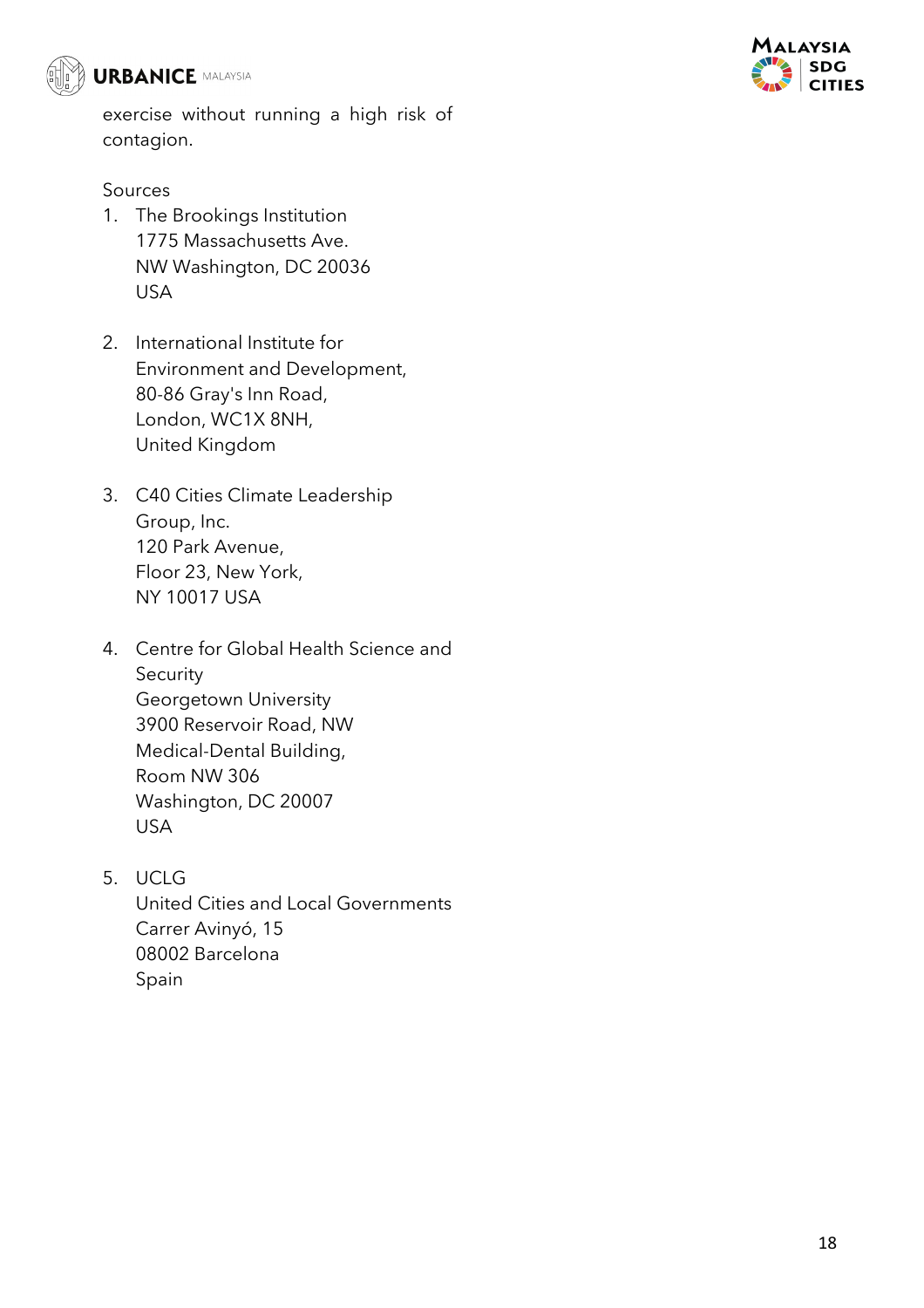exercise without running a high risk of contagion.

Sources

1. The Brookings Institution
   1775 Massachusetts Ave.
   NW Washington, DC 20036
   USA

2. International Institute for Environment and Development,
   80-86 Gray's Inn Road,
   London, WC1X 8NH,
   United Kingdom

3. C40 Cities Climate Leadership Group, Inc.
   120 Park Avenue,
   Floor 23, New York,
   NY 10017 USA

4. Centre for Global Health Science and Security
   Georgetown University
   3900 Reservoir Road, NW
   Medical-Dental Building,
   Room NW 306
   Washington, DC 20007
   USA

5. UCLG
   United Cities and Local Governments
   Carrer Avinyó, 15
   08002 Barcelona
   Spain